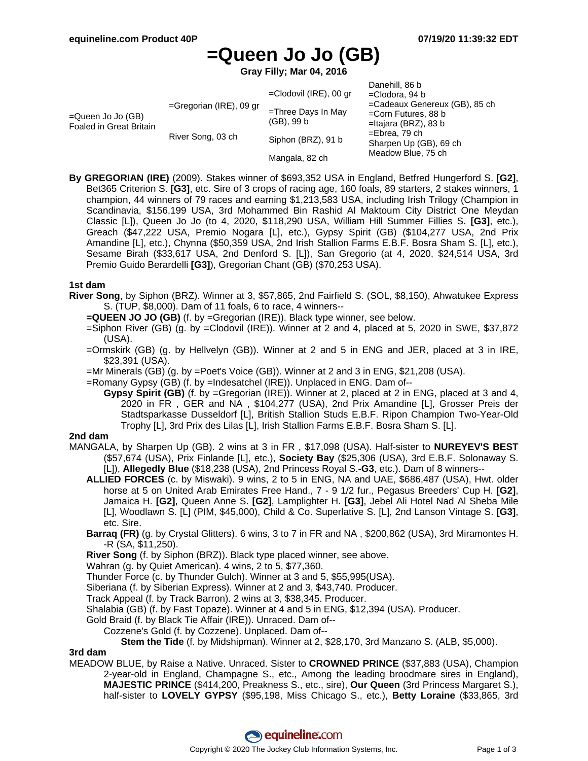equineline.com Product 40P — 07/19/20 11:39:32 EDT

# =Queen Jo Jo (GB)

**Gray Filly; Mar 04, 2016**

| | | | |
|---|---|---|---|
| =Queen Jo Jo (GB) Foaled in Great Britain | =Gregorian (IRE), 09 gr | =Clodovil (IRE), 00 gr | Danehill, 86 b |
| | | | =Clodora, 94 b |
| | | =Three Days In May (GB), 99 b | =Cadeaux Genereux (GB), 85 ch |
| | | | =Corn Futures, 88 b |
| | River Song, 03 ch | Siphon (BRZ), 91 b | =Itajara (BRZ), 83 b |
| | | | =Ebrea, 79 ch |
| | | Mangala, 82 ch | Sharpen Up (GB), 69 ch |
| | | | Meadow Blue, 75 ch |

**By GREGORIAN (IRE)** (2009). Stakes winner of $693,352 USA in England, Betfred Hungerford S. **[G2]**, Bet365 Criterion S. **[G3]**, etc. Sire of 3 crops of racing age, 160 foals, 89 starters, 2 stakes winners, 1 champion, 44 winners of 79 races and earning $1,213,583 USA, including Irish Trilogy (Champion in Scandinavia, $156,199 USA, 3rd Mohammed Bin Rashid Al Maktoum City District One Meydan Classic [L]), Queen Jo Jo (to 4, 2020, $118,290 USA, William Hill Summer Fillies S. **[G3]**, etc.), Greach ($47,222 USA, Premio Nogara [L], etc.), Gypsy Spirit (GB) ($104,277 USA, 2nd Prix Amandine [L], etc.), Chynna ($50,359 USA, 2nd Irish Stallion Farms E.B.F. Bosra Sham S. [L], etc.), Sesame Birah ($33,617 USA, 2nd Denford S. [L]), San Gregorio (at 4, 2020, $24,514 USA, 3rd Premio Guido Berardelli **[G3]**), Gregorian Chant (GB) ($70,253 USA).

## 1st dam

**River Song**, by Siphon (BRZ). Winner at 3, $57,865, 2nd Fairfield S. (SOL, $8,150), Ahwatukee Express S. (TUP, $8,000). Dam of 11 foals, 6 to race, 4 winners--

- **=QUEEN JO JO (GB)** (f. by =Gregorian (IRE)). Black type winner, see below.
- =Siphon River (GB) (g. by =Clodovil (IRE)). Winner at 2 and 4, placed at 5, 2020 in SWE, $37,872 (USA).
- =Ormskirk (GB) (g. by Hellvelyn (GB)). Winner at 2 and 5 in ENG and JER, placed at 3 in IRE, $23,391 (USA).
- =Mr Minerals (GB) (g. by =Poet's Voice (GB)). Winner at 2 and 3 in ENG, $21,208 (USA).
- =Romany Gypsy (GB) (f. by =Indesatchel (IRE)). Unplaced in ENG. Dam of--
  - **Gypsy Spirit (GB)** (f. by =Gregorian (IRE)). Winner at 2, placed at 2 in ENG, placed at 3 and 4, 2020 in FR , GER and NA , $104,277 (USA), 2nd Prix Amandine [L], Grosser Preis der Stadtsparkasse Dusseldorf [L], British Stallion Studs E.B.F. Ripon Champion Two-Year-Old Trophy [L], 3rd Prix des Lilas [L], Irish Stallion Farms E.B.F. Bosra Sham S. [L].

## 2nd dam

MANGALA, by Sharpen Up (GB). 2 wins at 3 in FR , $17,098 (USA). Half-sister to **NUREYEV'S BEST** ($57,674 (USA), Prix Finlande [L], etc.), **Society Bay** ($25,306 (USA), 3rd E.B.F. Solonaway S. [L]), **Allegedly Blue** ($18,238 (USA), 2nd Princess Royal S.**-G3**, etc.). Dam of 8 winners--

- **ALLIED FORCES** (c. by Miswaki). 9 wins, 2 to 5 in ENG, NA and UAE, $686,487 (USA), Hwt. older horse at 5 on United Arab Emirates Free Hand., 7 - 9 1/2 fur., Pegasus Breeders' Cup H. **[G2]**, Jamaica H. **[G2]**, Queen Anne S. **[G2]**, Lamplighter H. **[G3]**, Jebel Ali Hotel Nad Al Sheba Mile [L], Woodlawn S. [L] (PIM, $45,000), Child & Co. Superlative S. [L], 2nd Lanson Vintage S. **[G3]**, etc. Sire.
- **Barraq (FR)** (g. by Crystal Glitters). 6 wins, 3 to 7 in FR and NA , $200,862 (USA), 3rd Miramontes H. -R (SA, $11,250).
- **River Song** (f. by Siphon (BRZ)). Black type placed winner, see above.
- Wahran (g. by Quiet American). 4 wins, 2 to 5, $77,360.
- Thunder Force (c. by Thunder Gulch). Winner at 3 and 5, $55,995(USA).
- Siberiana (f. by Siberian Express). Winner at 2 and 3, $43,740. Producer.
- Track Appeal (f. by Track Barron). 2 wins at 3, $38,345. Producer.
- Shalabia (GB) (f. by Fast Topaze). Winner at 4 and 5 in ENG, $12,394 (USA). Producer.
- Gold Braid (f. by Black Tie Affair (IRE)). Unraced. Dam of--
  - Cozzene's Gold (f. by Cozzene). Unplaced. Dam of--
    - **Stem the Tide** (f. by Midshipman). Winner at 2, $28,170, 3rd Manzano S. (ALB, $5,000).

## 3rd dam

MEADOW BLUE, by Raise a Native. Unraced. Sister to **CROWNED PRINCE** ($37,883 (USA), Champion 2-year-old in England, Champagne S., etc., Among the leading broodmare sires in England), **MAJESTIC PRINCE** ($414,200, Preakness S., etc., sire), **Our Queen** (3rd Princess Margaret S.), half-sister to **LOVELY GYPSY** ($95,198, Miss Chicago S., etc.), **Betty Loraine** ($33,865, 3rd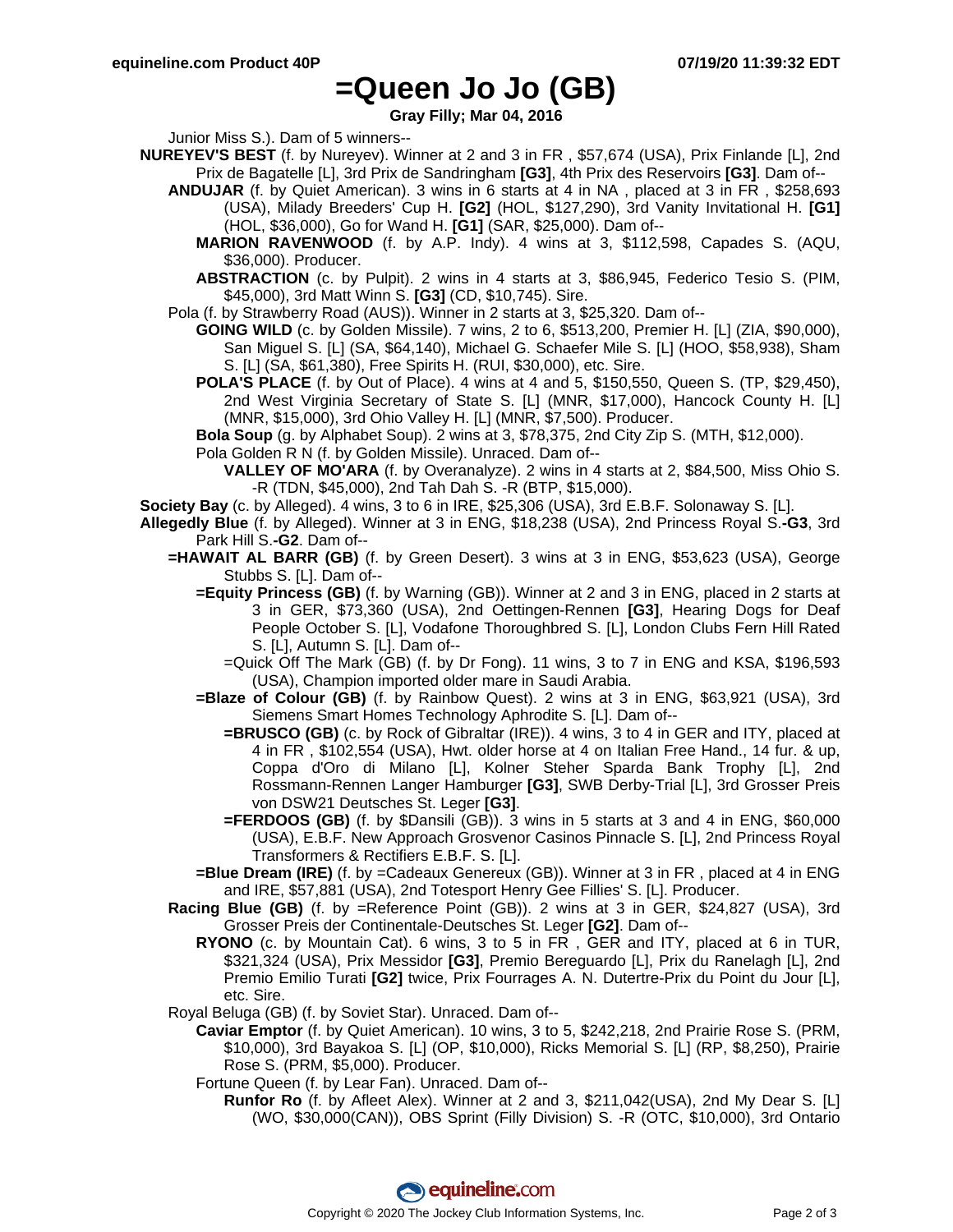# =Queen Jo Jo (GB)

**Gray Filly; Mar 04, 2016**

Junior Miss S.). Dam of 5 winners--

**NUREYEV'S BEST** (f. by Nureyev). Winner at 2 and 3 in FR , $57,674 (USA), Prix Finlande [L], 2nd Prix de Bagatelle [L], 3rd Prix de Sandringham **[G3]**, 4th Prix des Reservoirs **[G3]**. Dam of--

**ANDUJAR** (f. by Quiet American). 3 wins in 6 starts at 4 in NA , placed at 3 in FR , $258,693 (USA), Milady Breeders' Cup H. **[G2]** (HOL, $127,290), 3rd Vanity Invitational H. **[G1]** (HOL, $36,000), Go for Wand H. **[G1]** (SAR, $25,000). Dam of--

**MARION RAVENWOOD** (f. by A.P. Indy). 4 wins at 3, $112,598, Capades S. (AQU, $36,000). Producer.

**ABSTRACTION** (c. by Pulpit). 2 wins in 4 starts at 3, $86,945, Federico Tesio S. (PIM, $45,000), 3rd Matt Winn S. **[G3]** (CD, $10,745). Sire.

Pola (f. by Strawberry Road (AUS)). Winner in 2 starts at 3, $25,320. Dam of--

**GOING WILD** (c. by Golden Missile). 7 wins, 2 to 6, $513,200, Premier H. [L] (ZIA, $90,000), San Miguel S. [L] (SA, $64,140), Michael G. Schaefer Mile S. [L] (HOO, $58,938), Sham S. [L] (SA, $61,380), Free Spirits H. (RUI, $30,000), etc. Sire.

**POLA'S PLACE** (f. by Out of Place). 4 wins at 4 and 5, $150,550, Queen S. (TP, $29,450), 2nd West Virginia Secretary of State S. [L] (MNR, $17,000), Hancock County H. [L] (MNR, $15,000), 3rd Ohio Valley H. [L] (MNR, $7,500). Producer.

**Bola Soup** (g. by Alphabet Soup). 2 wins at 3, $78,375, 2nd City Zip S. (MTH, $12,000).

Pola Golden R N (f. by Golden Missile). Unraced. Dam of--

**VALLEY OF MO'ARA** (f. by Overanalyze). 2 wins in 4 starts at 2, $84,500, Miss Ohio S. -R (TDN, $45,000), 2nd Tah Dah S. -R (BTP, $15,000).

**Society Bay** (c. by Alleged). 4 wins, 3 to 6 in IRE, $25,306 (USA), 3rd E.B.F. Solonaway S. [L].

**Allegedly Blue** (f. by Alleged). Winner at 3 in ENG, $18,238 (USA), 2nd Princess Royal S.**-G3**, 3rd Park Hill S.**-G2**. Dam of--

**=HAWAIT AL BARR (GB)** (f. by Green Desert). 3 wins at 3 in ENG, $53,623 (USA), George Stubbs S. [L]. Dam of--

**=Equity Princess (GB)** (f. by Warning (GB)). Winner at 2 and 3 in ENG, placed in 2 starts at 3 in GER, $73,360 (USA), 2nd Oettingen-Rennen **[G3]**, Hearing Dogs for Deaf People October S. [L], Vodafone Thoroughbred S. [L], London Clubs Fern Hill Rated S. [L], Autumn S. [L]. Dam of--

=Quick Off The Mark (GB) (f. by Dr Fong). 11 wins, 3 to 7 in ENG and KSA, $196,593 (USA), Champion imported older mare in Saudi Arabia.

**=Blaze of Colour (GB)** (f. by Rainbow Quest). 2 wins at 3 in ENG, $63,921 (USA), 3rd Siemens Smart Homes Technology Aphrodite S. [L]. Dam of--

**=BRUSCO (GB)** (c. by Rock of Gibraltar (IRE)). 4 wins, 3 to 4 in GER and ITY, placed at 4 in FR , $102,554 (USA), Hwt. older horse at 4 on Italian Free Hand., 14 fur. & up, Coppa d'Oro di Milano [L], Kolner Steher Sparda Bank Trophy [L], 2nd Rossmann-Rennen Langer Hamburger **[G3]**, SWB Derby-Trial [L], 3rd Grosser Preis von DSW21 Deutsches St. Leger **[G3]**.

**=FERDOOS (GB)** (f. by $Dansili (GB)). 3 wins in 5 starts at 3 and 4 in ENG, $60,000 (USA), E.B.F. New Approach Grosvenor Casinos Pinnacle S. [L], 2nd Princess Royal Transformers & Rectifiers E.B.F. S. [L].

**=Blue Dream (IRE)** (f. by =Cadeaux Genereux (GB)). Winner at 3 in FR , placed at 4 in ENG and IRE, $57,881 (USA), 2nd Totesport Henry Gee Fillies' S. [L]. Producer.

**Racing Blue (GB)** (f. by =Reference Point (GB)). 2 wins at 3 in GER, $24,827 (USA), 3rd Grosser Preis der Continentale-Deutsches St. Leger **[G2]**. Dam of--

**RYONO** (c. by Mountain Cat). 6 wins, 3 to 5 in FR , GER and ITY, placed at 6 in TUR, $321,324 (USA), Prix Messidor **[G3]**, Premio Bereguardo [L], Prix du Ranelagh [L], 2nd Premio Emilio Turati **[G2]** twice, Prix Fourrages A. N. Dutertre-Prix du Point du Jour [L], etc. Sire.

Royal Beluga (GB) (f. by Soviet Star). Unraced. Dam of--

**Caviar Emptor** (f. by Quiet American). 10 wins, 3 to 5, $242,218, 2nd Prairie Rose S. (PRM, $10,000), 3rd Bayakoa S. [L] (OP, $10,000), Ricks Memorial S. [L] (RP, $8,250), Prairie Rose S. (PRM, $5,000). Producer.

Fortune Queen (f. by Lear Fan). Unraced. Dam of--

**Runfor Ro** (f. by Afleet Alex). Winner at 2 and 3, $211,042(USA), 2nd My Dear S. [L] (WO, $30,000(CAN)), OBS Sprint (Filly Division) S. -R (OTC, $10,000), 3rd Ontario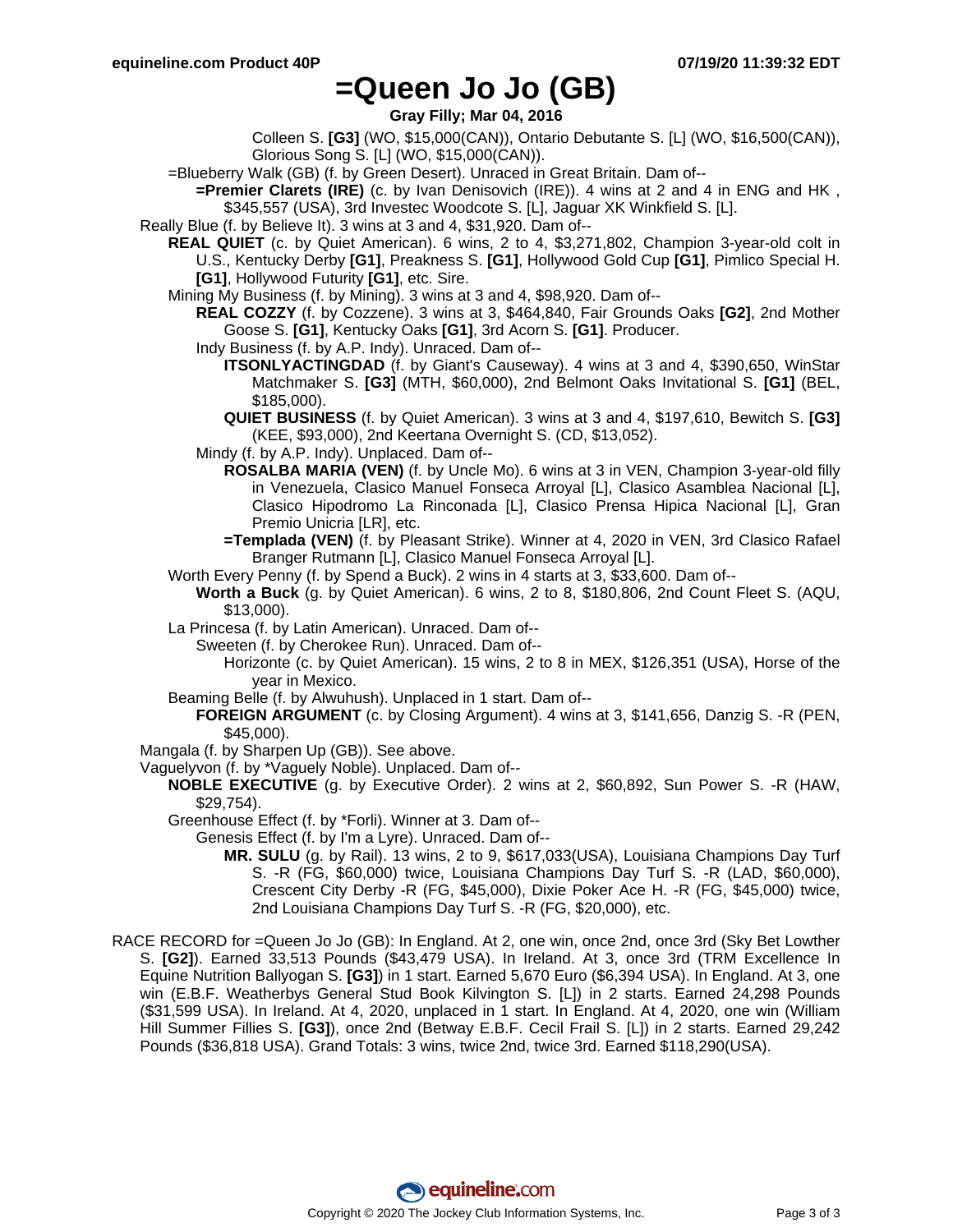# =Queen Jo Jo (GB)

**Gray Filly; Mar 04, 2016**

Colleen S. **[G3]** (WO, $15,000(CAN)), Ontario Debutante S. [L] (WO, $16,500(CAN)), Glorious Song S. [L] (WO, $15,000(CAN)).

=Blueberry Walk (GB) (f. by Green Desert). Unraced in Great Britain. Dam of--

**=Premier Clarets (IRE)** (c. by Ivan Denisovich (IRE)). 4 wins at 2 and 4 in ENG and HK , $345,557 (USA), 3rd Investec Woodcote S. [L], Jaguar XK Winkfield S. [L].

Really Blue (f. by Believe It). 3 wins at 3 and 4, $31,920. Dam of--

**REAL QUIET** (c. by Quiet American). 6 wins, 2 to 4, $3,271,802, Champion 3-year-old colt in U.S., Kentucky Derby **[G1]**, Preakness S. **[G1]**, Hollywood Gold Cup **[G1]**, Pimlico Special H. **[G1]**, Hollywood Futurity **[G1]**, etc. Sire.

Mining My Business (f. by Mining). 3 wins at 3 and 4, $98,920. Dam of--

**REAL COZZY** (f. by Cozzene). 3 wins at 3, $464,840, Fair Grounds Oaks **[G2]**, 2nd Mother Goose S. **[G1]**, Kentucky Oaks **[G1]**, 3rd Acorn S. **[G1]**. Producer.

Indy Business (f. by A.P. Indy). Unraced. Dam of--

**ITSONLYACTINGDAD** (f. by Giant's Causeway). 4 wins at 3 and 4, $390,650, WinStar Matchmaker S. **[G3]** (MTH, $60,000), 2nd Belmont Oaks Invitational S. **[G1]** (BEL, $185,000).

**QUIET BUSINESS** (f. by Quiet American). 3 wins at 3 and 4, $197,610, Bewitch S. **[G3]** (KEE, $93,000), 2nd Keertana Overnight S. (CD, $13,052).

Mindy (f. by A.P. Indy). Unplaced. Dam of--

**ROSALBA MARIA (VEN)** (f. by Uncle Mo). 6 wins at 3 in VEN, Champion 3-year-old filly in Venezuela, Clasico Manuel Fonseca Arroyal [L], Clasico Asamblea Nacional [L], Clasico Hipodromo La Rinconada [L], Clasico Prensa Hipica Nacional [L], Gran Premio Unicria [LR], etc.

**=Templada (VEN)** (f. by Pleasant Strike). Winner at 4, 2020 in VEN, 3rd Clasico Rafael Branger Rutmann [L], Clasico Manuel Fonseca Arroyal [L].

Worth Every Penny (f. by Spend a Buck). 2 wins in 4 starts at 3, $33,600. Dam of--

**Worth a Buck** (g. by Quiet American). 6 wins, 2 to 8, $180,806, 2nd Count Fleet S. (AQU, $13,000).

La Princesa (f. by Latin American). Unraced. Dam of--

Sweeten (f. by Cherokee Run). Unraced. Dam of--

Horizonte (c. by Quiet American). 15 wins, 2 to 8 in MEX, $126,351 (USA), Horse of the year in Mexico.

Beaming Belle (f. by Alwuhush). Unplaced in 1 start. Dam of--

**FOREIGN ARGUMENT** (c. by Closing Argument). 4 wins at 3, $141,656, Danzig S. -R (PEN, $45,000).

Mangala (f. by Sharpen Up (GB)). See above.

Vaguelyvon (f. by *Vaguely Noble). Unplaced. Dam of--

**NOBLE EXECUTIVE** (g. by Executive Order). 2 wins at 2, $60,892, Sun Power S. -R (HAW, $29,754).

Greenhouse Effect (f. by *Forli). Winner at 3. Dam of--

Genesis Effect (f. by I'm a Lyre). Unraced. Dam of--

**MR. SULU** (g. by Rail). 13 wins, 2 to 9, $617,033(USA), Louisiana Champions Day Turf S. -R (FG, $60,000) twice, Louisiana Champions Day Turf S. -R (LAD, $60,000), Crescent City Derby -R (FG, $45,000), Dixie Poker Ace H. -R (FG, $45,000) twice, 2nd Louisiana Champions Day Turf S. -R (FG, $20,000), etc.

RACE RECORD for =Queen Jo Jo (GB): In England. At 2, one win, once 2nd, once 3rd (Sky Bet Lowther S. **[G2]**). Earned 33,513 Pounds ($43,479 USA). In Ireland. At 3, once 3rd (TRM Excellence In Equine Nutrition Ballyogan S. **[G3]**) in 1 start. Earned 5,670 Euro ($6,394 USA). In England. At 3, one win (E.B.F. Weatherbys General Stud Book Kilvington S. [L]) in 2 starts. Earned 24,298 Pounds ($31,599 USA). In Ireland. At 4, 2020, unplaced in 1 start. In England. At 4, 2020, one win (William Hill Summer Fillies S. **[G3]**), once 2nd (Betway E.B.F. Cecil Frail S. [L]) in 2 starts. Earned 29,242 Pounds ($36,818 USA). Grand Totals: 3 wins, twice 2nd, twice 3rd. Earned $118,290(USA).